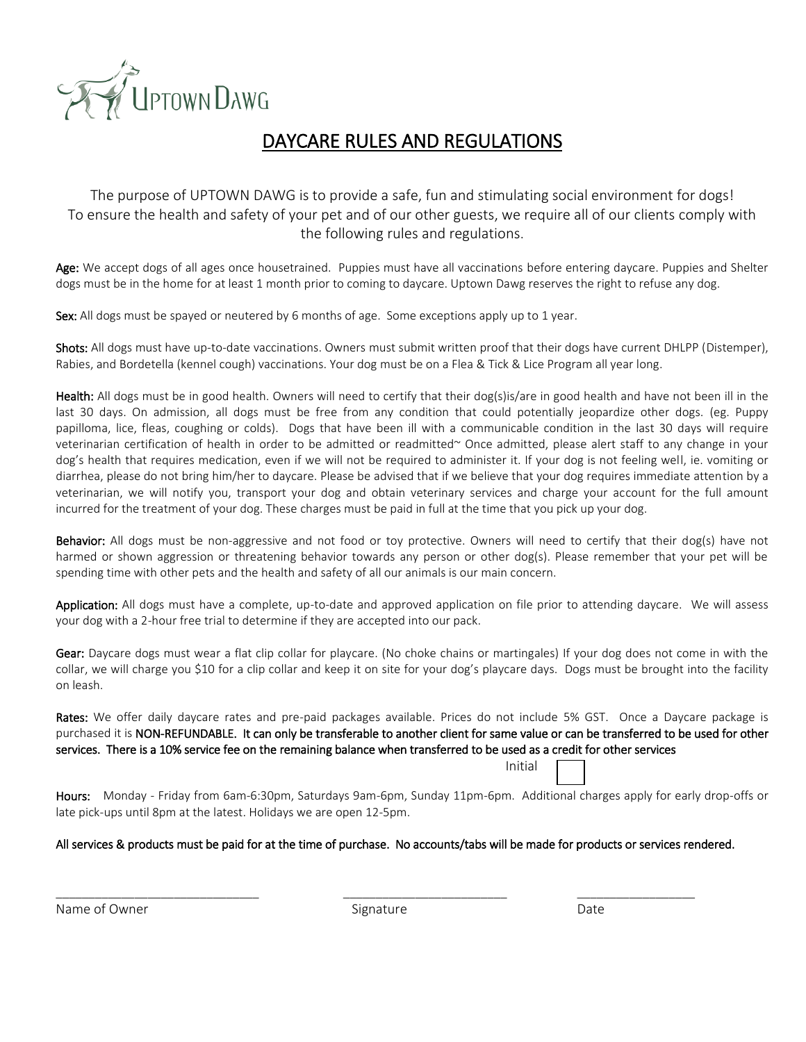UPTOWN DAWG

# DAYCARE RULES AND REGULATIONS

The purpose of UPTOWN DAWG is to provide a safe, fun and stimulating social environment for dogs!
To ensure the health and safety of your pet and of our other guests, we require all of our clients comply with the following rules and regulations.

**Age:** We accept dogs of all ages once housetrained. Puppies must have all vaccinations before entering daycare. Puppies and Shelter dogs must be in the home for at least 1 month prior to coming to daycare. Uptown Dawg reserves the right to refuse any dog.

**Sex:** All dogs must be spayed or neutered by 6 months of age. Some exceptions apply up to 1 year.

**Shots:** All dogs must have up-to-date vaccinations. Owners must submit written proof that their dogs have current DHLPP (Distemper), Rabies, and Bordetella (kennel cough) vaccinations. Your dog must be on a Flea & Tick & Lice Program all year long.

**Health:** All dogs must be in good health. Owners will need to certify that their dog(s)is/are in good health and have not been ill in the last 30 days. On admission, all dogs must be free from any condition that could potentially jeopardize other dogs. (eg. Puppy papilloma, lice, fleas, coughing or colds). Dogs that have been ill with a communicable condition in the last 30 days will require veterinarian certification of health in order to be admitted or readmitted~ Once admitted, please alert staff to any change in your dog's health that requires medication, even if we will not be required to administer it. If your dog is not feeling well, ie. vomiting or diarrhea, please do not bring him/her to daycare. Please be advised that if we believe that your dog requires immediate attention by a veterinarian, we will notify you, transport your dog and obtain veterinary services and charge your account for the full amount incurred for the treatment of your dog. These charges must be paid in full at the time that you pick up your dog.

**Behavior:** All dogs must be non-aggressive and not food or toy protective. Owners will need to certify that their dog(s) have not harmed or shown aggression or threatening behavior towards any person or other dog(s). Please remember that your pet will be spending time with other pets and the health and safety of all our animals is our main concern.

**Application:** All dogs must have a complete, up-to-date and approved application on file prior to attending daycare. We will assess your dog with a 2-hour free trial to determine if they are accepted into our pack.

**Gear:** Daycare dogs must wear a flat clip collar for playcare. (No choke chains or martingales) If your dog does not come in with the collar, we will charge you $10 for a clip collar and keep it on site for your dog's playcare days. Dogs must be brought into the facility on leash.

**Rates:** We offer daily daycare rates and pre-paid packages available. Prices do not include 5% GST. Once a Daycare package is purchased it is **NON-REFUNDABLE. It can only be transferable to another client for same value or can be transferred to be used for other services. There is a 10% service fee on the remaining balance when transferred to be used as a credit for other services**

Initial ☐

**Hours:** Monday - Friday from 6am-6:30pm, Saturdays 9am-6pm, Sunday 11pm-6pm. Additional charges apply for early drop-offs or late pick-ups until 8pm at the latest. Holidays we are open 12-5pm.

**All services & products must be paid for at the time of purchase. No accounts/tabs will be made for products or services rendered.**

\_\_\_\_\_\_\_\_\_\_\_\_\_\_\_\_\_\_\_\_\_\_\_\_\_\_\_\_ Name of Owner

\_\_\_\_\_\_\_\_\_\_\_\_\_\_\_\_\_\_\_\_\_\_\_\_ Signature

\_\_\_\_\_\_\_\_\_\_\_\_\_\_\_\_\_ Date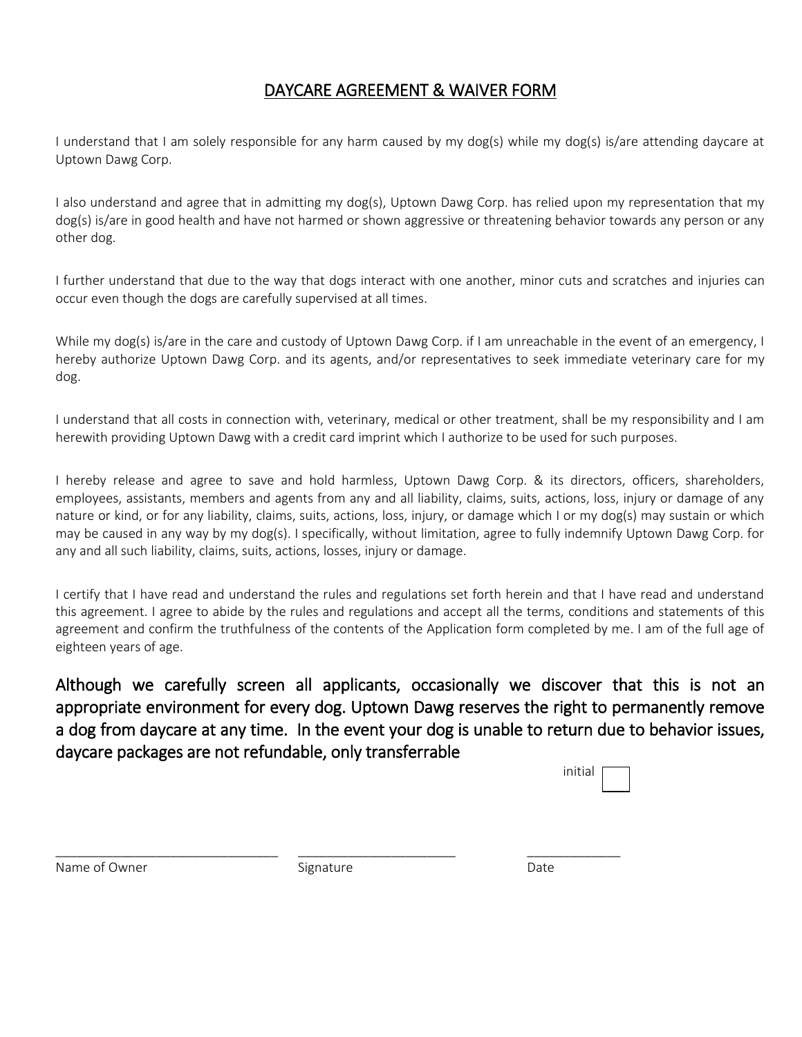# DAYCARE AGREEMENT & WAIVER FORM

I understand that I am solely responsible for any harm caused by my dog(s) while my dog(s) is/are attending daycare at Uptown Dawg Corp.

I also understand and agree that in admitting my dog(s), Uptown Dawg Corp. has relied upon my representation that my dog(s) is/are in good health and have not harmed or shown aggressive or threatening behavior towards any person or any other dog.

I further understand that due to the way that dogs interact with one another, minor cuts and scratches and injuries can occur even though the dogs are carefully supervised at all times.

While my dog(s) is/are in the care and custody of Uptown Dawg Corp. if I am unreachable in the event of an emergency, I hereby authorize Uptown Dawg Corp. and its agents, and/or representatives to seek immediate veterinary care for my dog.

I understand that all costs in connection with, veterinary, medical or other treatment, shall be my responsibility and I am herewith providing Uptown Dawg with a credit card imprint which I authorize to be used for such purposes.

I hereby release and agree to save and hold harmless, Uptown Dawg Corp. & its directors, officers, shareholders, employees, assistants, members and agents from any and all liability, claims, suits, actions, loss, injury or damage of any nature or kind, or for any liability, claims, suits, actions, loss, injury, or damage which I or my dog(s) may sustain or which may be caused in any way by my dog(s). I specifically, without limitation, agree to fully indemnify Uptown Dawg Corp. for any and all such liability, claims, suits, actions, losses, injury or damage.

I certify that I have read and understand the rules and regulations set forth herein and that I have read and understand this agreement. I agree to abide by the rules and regulations and accept all the terms, conditions and statements of this agreement and confirm the truthfulness of the contents of the Application form completed by me. I am of the full age of eighteen years of age.

**Although we carefully screen all applicants, occasionally we discover that this is not an appropriate environment for every dog. Uptown Dawg reserves the right to permanently remove a dog from daycare at any time. In the event your dog is unable to return due to behavior issues, daycare packages are not refundable, only transferrable**

initial ☐

_______________________________ _______________________ _____________

Name of Owner Signature Date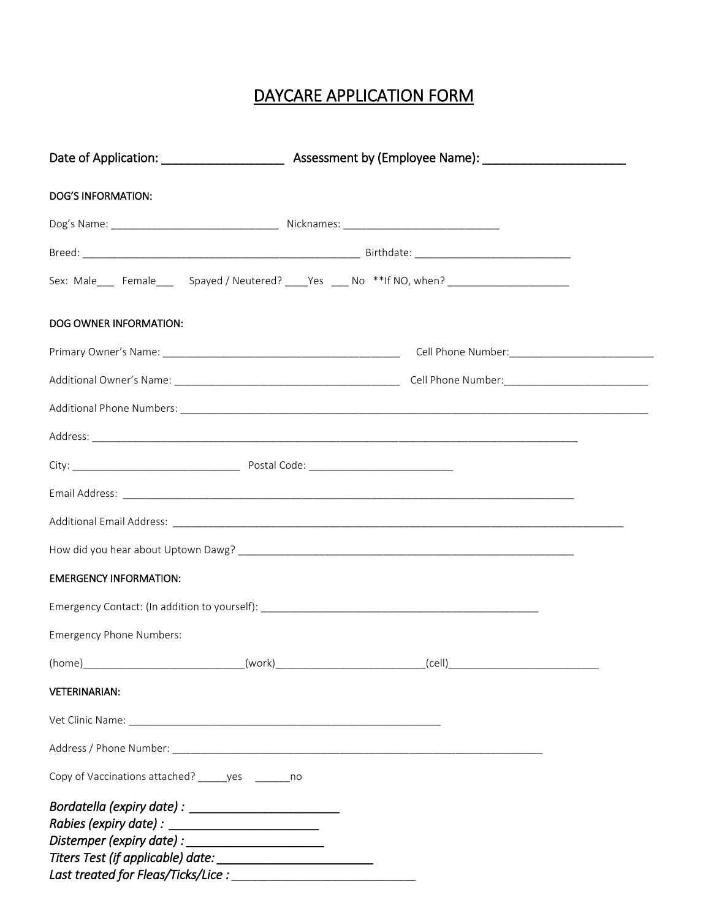# DAYCARE APPLICATION FORM

**Date of Application:** ___________________ **Assessment by (Employee Name):** ______________________

**DOG'S INFORMATION:**

Dog's Name: ____________________________ Nicknames: ___________________________

Breed: _________________________________________________ Birthdate: ___________________________

Sex: Male___ Female___ Spayed / Neutered? ____Yes ___ No **If NO, when? _____________________

**DOG OWNER INFORMATION:**

Primary Owner's Name: _________________________________________ Cell Phone Number:_________________________

Additional Owner's Name: _______________________________________ Cell Phone Number:_________________________

Additional Phone Numbers: _________________________________________________________________________________

Address: ____________________________________________________________________________________

City: ____________________________ Postal Code: _________________________

Email Address: ______________________________________________________________________________

Additional Email Address: ______________________________________________________________________________

How did you hear about Uptown Dawg? ___________________________________________________________

**EMERGENCY INFORMATION:**

Emergency Contact: (In addition to yourself): _________________________________________________

Emergency Phone Numbers:

(home)____________________________(work)__________________________(cell)___________________________

**VETERINARIAN:**

Vet Clinic Name: ______________________________________________________

Address / Phone Number: _________________________________________________________________

Copy of Vaccinations attached? _____yes ______no

*Bordatella (expiry date) :* ______________________
*Rabies (expiry date) :* ______________________
*Distemper (expiry date) :* ______________________
*Titers Test (if applicable) date:* ______________________
*Last treated for Fleas/Ticks/Lice :* ____________________________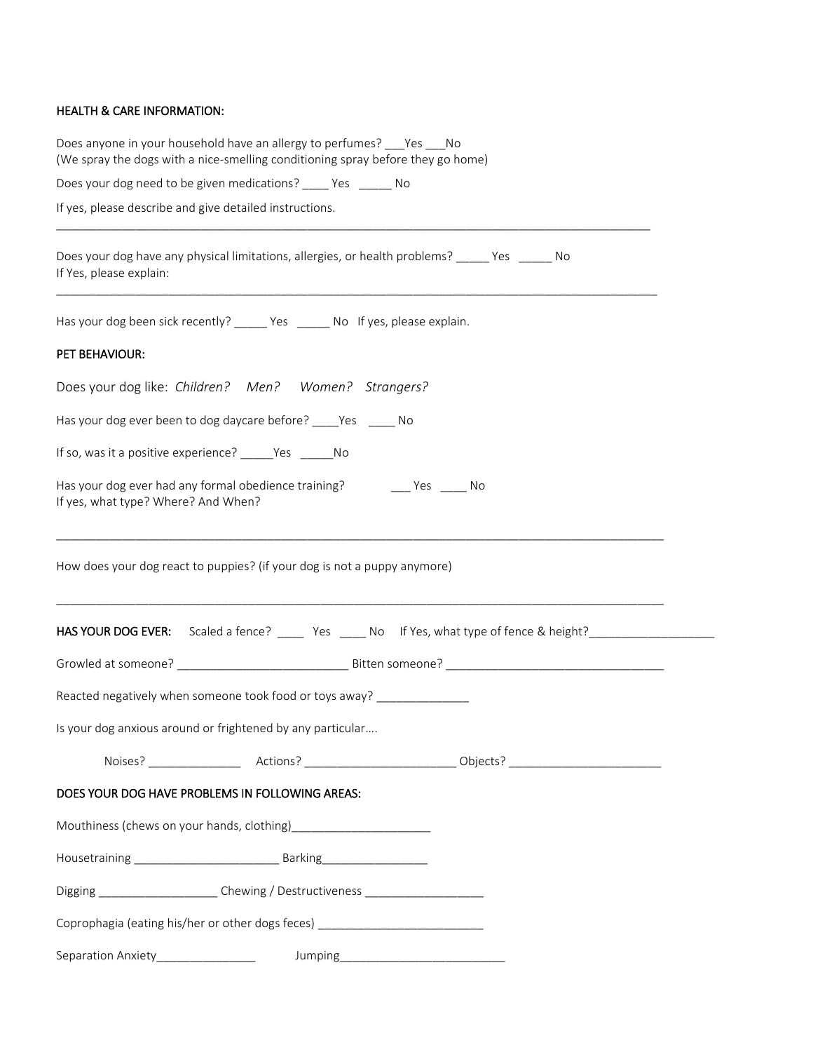**HEALTH & CARE INFORMATION:**

Does anyone in your household have an allergy to perfumes? ___Yes ___No
(We spray the dogs with a nice-smelling conditioning spray before they go home)

Does your dog need to be given medications? ____ Yes _____ No

If yes, please describe and give detailed instructions.

___________________________________________________________________________________________

Does your dog have any physical limitations, allergies, or health problems? _____ Yes _____ No
If Yes, please explain:

___________________________________________________________________________________________

Has your dog been sick recently? _____ Yes _____ No If yes, please explain.

**PET BEHAVIOUR:**

Does your dog like: *Children? Men? Women? Strangers?*

Has your dog ever been to dog daycare before? ____Yes ____ No

If so, was it a positive experience? _____Yes _____No

Has your dog ever had any formal obedience training? ___ Yes ____ No
If yes, what type? Where? And When?

___________________________________________________________________________________________

How does your dog react to puppies? (if your dog is not a puppy anymore)

___________________________________________________________________________________________

**HAS YOUR DOG EVER:** Scaled a fence? ____ Yes ____ No If Yes, what type of fence & height?___________________

Growled at someone? __________________________ Bitten someone? _________________________________

Reacted negatively when someone took food or toys away? ______________

Is your dog anxious around or frightened by any particular….

Noises? ______________ Actions? ______________________ Objects? _______________________

**DOES YOUR DOG HAVE PROBLEMS IN FOLLOWING AREAS:**

Mouthiness (chews on your hands, clothing)_____________________

Housetraining ______________________ Barking________________

Digging __________________ Chewing / Destructiveness __________________

Coprophagia (eating his/her or other dogs feces) _________________________

Separation Anxiety_______________ Jumping_________________________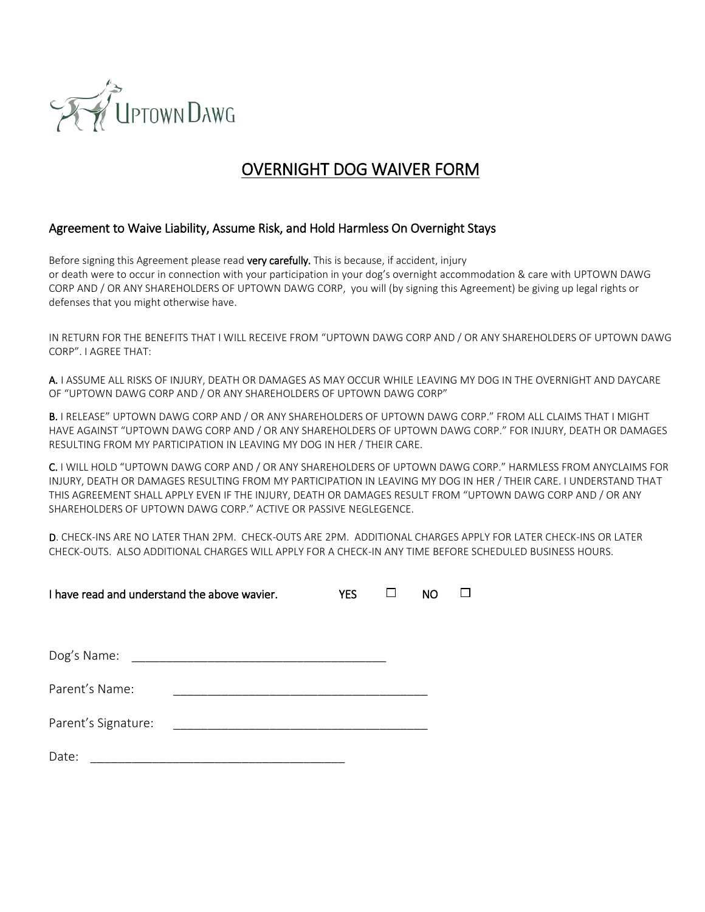UPTOWN DAWG

# OVERNIGHT DOG WAIVER FORM

## Agreement to Waive Liability, Assume Risk, and Hold Harmless On Overnight Stays

Before signing this Agreement please read **very carefully.** This is because, if accident, injury or death were to occur in connection with your participation in your dog's overnight accommodation & care with UPTOWN DAWG CORP AND / OR ANY SHAREHOLDERS OF UPTOWN DAWG CORP, you will (by signing this Agreement) be giving up legal rights or defenses that you might otherwise have.

IN RETURN FOR THE BENEFITS THAT I WILL RECEIVE FROM "UPTOWN DAWG CORP AND / OR ANY SHAREHOLDERS OF UPTOWN DAWG CORP". I AGREE THAT:

**A.** I ASSUME ALL RISKS OF INJURY, DEATH OR DAMAGES AS MAY OCCUR WHILE LEAVING MY DOG IN THE OVERNIGHT AND DAYCARE OF "UPTOWN DAWG CORP AND / OR ANY SHAREHOLDERS OF UPTOWN DAWG CORP"

**B.** I RELEASE" UPTOWN DAWG CORP AND / OR ANY SHAREHOLDERS OF UPTOWN DAWG CORP." FROM ALL CLAIMS THAT I MIGHT HAVE AGAINST "UPTOWN DAWG CORP AND / OR ANY SHAREHOLDERS OF UPTOWN DAWG CORP." FOR INJURY, DEATH OR DAMAGES RESULTING FROM MY PARTICIPATION IN LEAVING MY DOG IN HER / THEIR CARE.

**C.** I WILL HOLD "UPTOWN DAWG CORP AND / OR ANY SHAREHOLDERS OF UPTOWN DAWG CORP." HARMLESS FROM ANYCLAIMS FOR INJURY, DEATH OR DAMAGES RESULTING FROM MY PARTICIPATION IN LEAVING MY DOG IN HER / THEIR CARE. I UNDERSTAND THAT THIS AGREEMENT SHALL APPLY EVEN IF THE INJURY, DEATH OR DAMAGES RESULT FROM "UPTOWN DAWG CORP AND / OR ANY SHAREHOLDERS OF UPTOWN DAWG CORP." ACTIVE OR PASSIVE NEGLEGENCE.

**D**. CHECK-INS ARE NO LATER THAN 2PM. CHECK-OUTS ARE 2PM. ADDITIONAL CHARGES APPLY FOR LATER CHECK-INS OR LATER CHECK-OUTS. ALSO ADDITIONAL CHARGES WILL APPLY FOR A CHECK-IN ANY TIME BEFORE SCHEDULED BUSINESS HOURS.

I have read and understand the above wavier. YES ☐ NO ☐

Dog's Name: ______________________________________

Parent's Name: ______________________________________

Parent's Signature: ______________________________________

Date: ______________________________________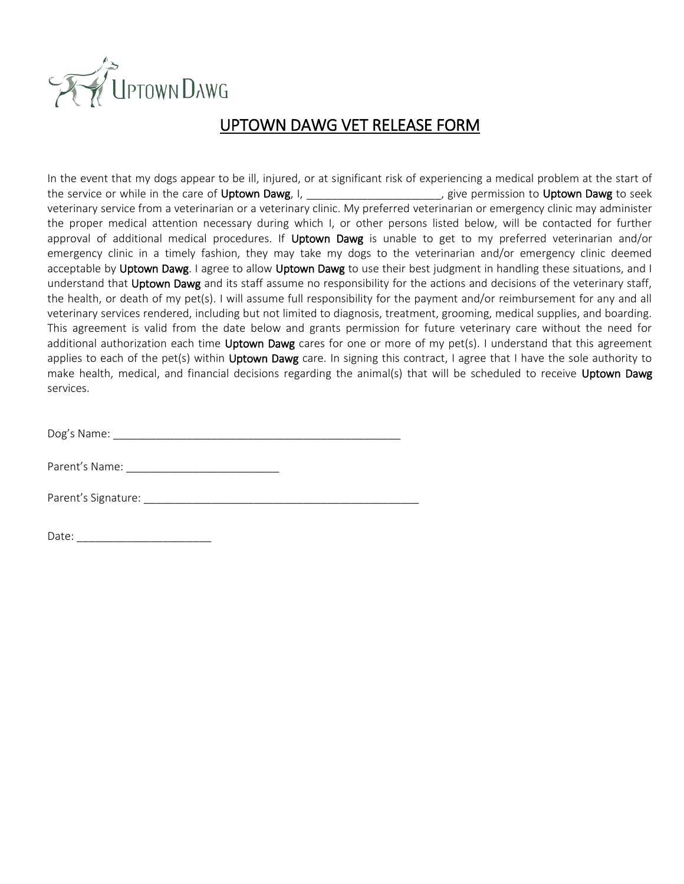UPTOWN DAWG

# UPTOWN DAWG VET RELEASE FORM

In the event that my dogs appear to be ill, injured, or at significant risk of experiencing a medical problem at the start of the service or while in the care of **Uptown Dawg**, I, ______________________, give permission to **Uptown Dawg** to seek veterinary service from a veterinarian or a veterinary clinic. My preferred veterinarian or emergency clinic may administer the proper medical attention necessary during which I, or other persons listed below, will be contacted for further approval of additional medical procedures. If **Uptown Dawg** is unable to get to my preferred veterinarian and/or emergency clinic in a timely fashion, they may take my dogs to the veterinarian and/or emergency clinic deemed acceptable by **Uptown Dawg**. I agree to allow **Uptown Dawg** to use their best judgment in handling these situations, and I understand that **Uptown Dawg** and its staff assume no responsibility for the actions and decisions of the veterinary staff, the health, or death of my pet(s). I will assume full responsibility for the payment and/or reimbursement for any and all veterinary services rendered, including but not limited to diagnosis, treatment, grooming, medical supplies, and boarding. This agreement is valid from the date below and grants permission for future veterinary care without the need for additional authorization each time **Uptown Dawg** cares for one or more of my pet(s). I understand that this agreement applies to each of the pet(s) within **Uptown Dawg** care. In signing this contract, I agree that I have the sole authority to make health, medical, and financial decisions regarding the animal(s) that will be scheduled to receive **Uptown Dawg** services.

Dog's Name: _________________________________________________

Parent's Name: _________________________

Parent's Signature: _______________________________________________

Date: ______________________